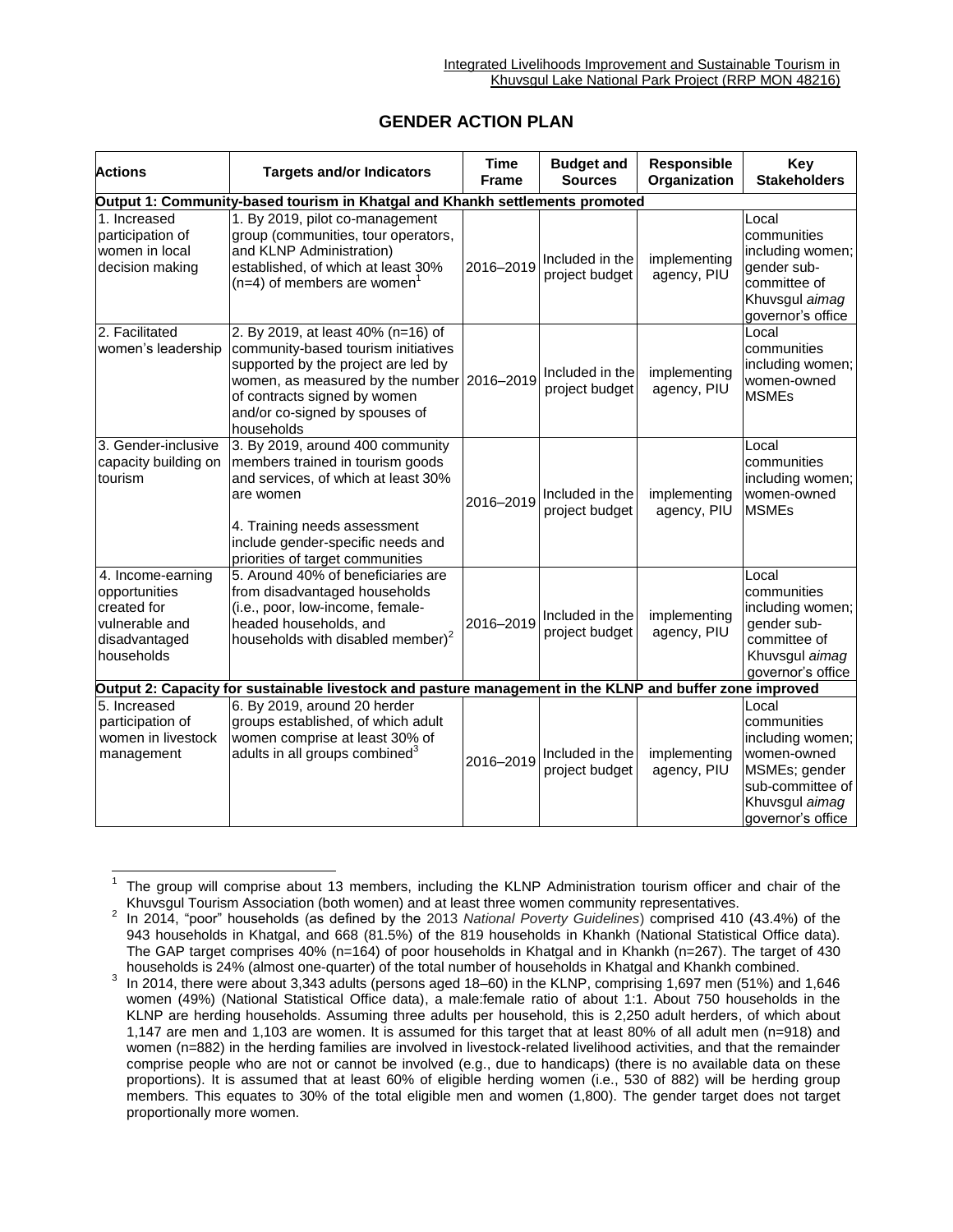# GENDER ACTION PLAN

| Actions | Targets and/or Indicators | Time Frame | Budget and Sources | Responsible Organization | Key Stakeholders |
|---|---|---|---|---|---|
| **Output 1: Community-based tourism in Khatgal and Khankh settlements promoted** | | | | | |
| 1. Increased participation of women in local decision making | 1. By 2019, pilot co-management group (communities, tour operators, and KLNP Administration) established, of which at least 30% (n=4) of members are women[1] | 2016–2019 | Included in the project budget | implementing agency, PIU | Local communities including women; gender sub-committee of Khuvsgul *aimag* governor's office |
| 2. Facilitated women's leadership | 2. By 2019, at least 40% (n=16) of community-based tourism initiatives supported by the project are led by women, as measured by the number of contracts signed by women and/or co-signed by spouses of households | 2016–2019 | Included in the project budget | implementing agency, PIU | Local communities including women; women-owned MSMEs |
| 3. Gender-inclusive capacity building on tourism | 3. By 2019, around 400 community members trained in tourism goods and services, of which at least 30% are women<br><br>4. Training needs assessment include gender-specific needs and priorities of target communities | 2016–2019 | Included in the project budget | implementing agency, PIU | Local communities including women; women-owned MSMEs |
| 4. Income-earning opportunities created for vulnerable and disadvantaged households | 5. Around 40% of beneficiaries are from disadvantaged households (i.e., poor, low-income, female-headed households, and households with disabled member)[2] | 2016–2019 | Included in the project budget | implementing agency, PIU | Local communities including women; gender sub-committee of Khuvsgul *aimag* governor's office |
| **Output 2: Capacity for sustainable livestock and pasture management in the KLNP and buffer zone improved** | | | | | |
| 5. Increased participation of women in livestock management | 6. By 2019, around 20 herder groups established, of which adult women comprise at least 30% of adults in all groups combined[3] | 2016–2019 | Included in the project budget | implementing agency, PIU | Local communities including women; women-owned MSMEs; gender sub-committee of Khuvsgul *aimag* governor's office |

[1] The group will comprise about 13 members, including the KLNP Administration tourism officer and chair of the Khuvsgul Tourism Association (both women) and at least three women community representatives.

[2] In 2014, "poor" households (as defined by the 2013 *National Poverty Guidelines*) comprised 410 (43.4%) of the 943 households in Khatgal, and 668 (81.5%) of the 819 households in Khankh (National Statistical Office data). The GAP target comprises 40% (n=164) of poor households in Khatgal and in Khankh (n=267). The target of 430 households is 24% (almost one-quarter) of the total number of households in Khatgal and Khankh combined.

[3] In 2014, there were about 3,343 adults (persons aged 18–60) in the KLNP, comprising 1,697 men (51%) and 1,646 women (49%) (National Statistical Office data), a male:female ratio of about 1:1. About 750 households in the KLNP are herding households. Assuming three adults per household, this is 2,250 adult herders, of which about 1,147 are men and 1,103 are women. It is assumed for this target that at least 80% of all adult men (n=918) and women (n=882) in the herding families are involved in livestock-related livelihood activities, and that the remainder comprise people who are not or cannot be involved (e.g., due to handicaps) (there is no available data on these proportions). It is assumed that at least 60% of eligible herding women (i.e., 530 of 882) will be herding group members. This equates to 30% of the total eligible men and women (1,800). The gender target does not target proportionally more women.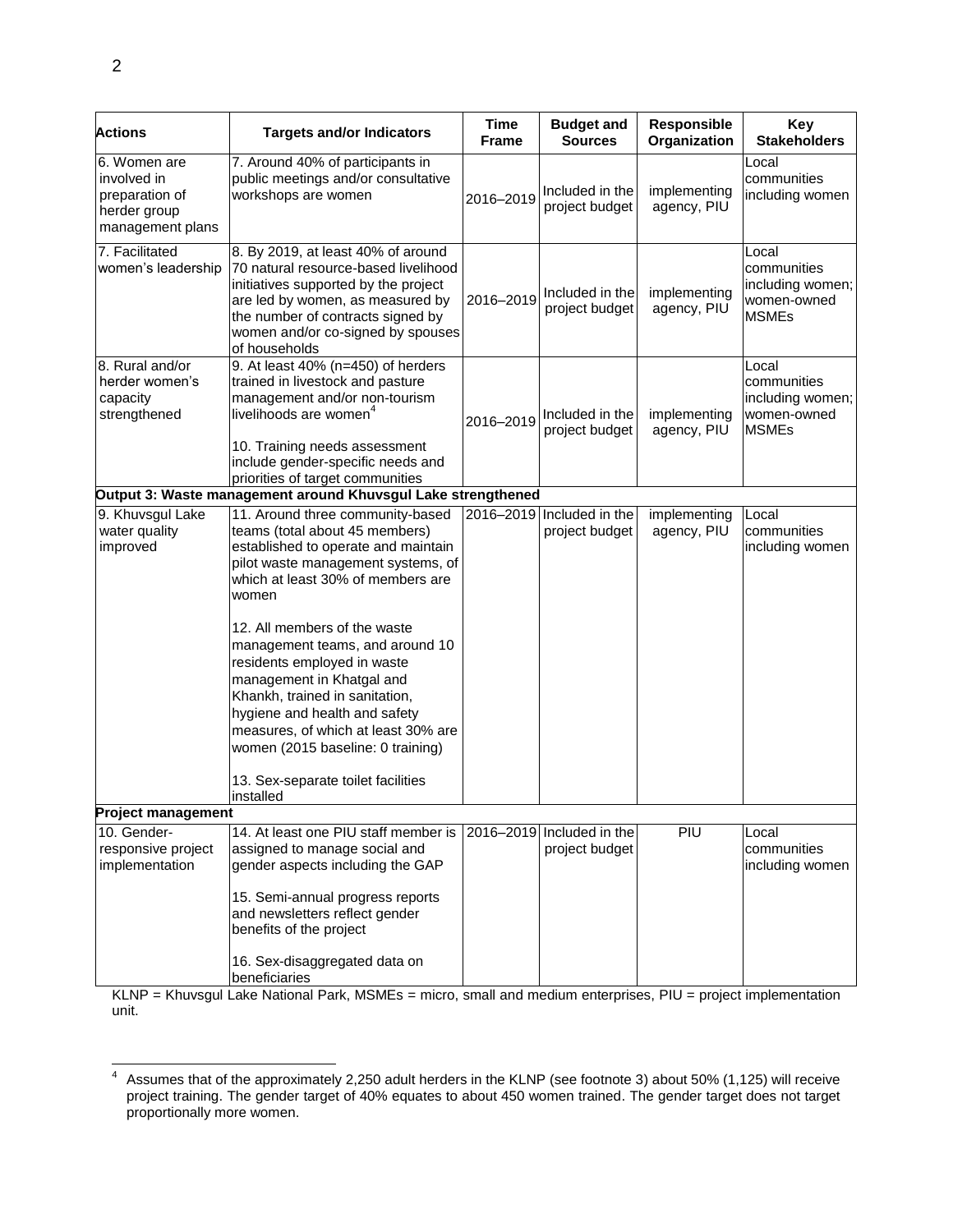| Actions | Targets and/or Indicators | Time Frame | Budget and Sources | Responsible Organization | Key Stakeholders |
|---|---|---|---|---|---|
| 6. Women are involved in preparation of herder group management plans | 7. Around 40% of participants in public meetings and/or consultative workshops are women | 2016–2019 | Included in the project budget | implementing agency, PIU | Local communities including women |
| 7. Facilitated women's leadership | 8. By 2019, at least 40% of around 70 natural resource-based livelihood initiatives supported by the project are led by women, as measured by the number of contracts signed by women and/or co-signed by spouses of households | 2016–2019 | Included in the project budget | implementing agency, PIU | Local communities including women; women-owned MSMEs |
| 8. Rural and/or herder women's capacity strengthened | 9. At least 40% (n=450) of herders trained in livestock and pasture management and/or non-tourism livelihoods are women[4]<br><br>10. Training needs assessment include gender-specific needs and priorities of target communities | 2016–2019 | Included in the project budget | implementing agency, PIU | Local communities including women; women-owned MSMEs |
| **Output 3: Waste management around Khuvsgul Lake strengthened** | | | | | |
| 9. Khuvsgul Lake water quality improved | 11. Around three community-based teams (total about 45 members) established to operate and maintain pilot waste management systems, of which at least 30% of members are women<br><br>12. All members of the waste management teams, and around 10 residents employed in waste management in Khatgal and Khankh, trained in sanitation, hygiene and health and safety measures, of which at least 30% are women (2015 baseline: 0 training)<br><br>13. Sex-separate toilet facilities installed | 2016–2019 | Included in the project budget | implementing agency, PIU | Local communities including women |
| **Project management** | | | | | |
| 10. Gender-responsive project implementation | 14. At least one PIU staff member is assigned to manage social and gender aspects including the GAP<br><br>15. Semi-annual progress reports and newsletters reflect gender benefits of the project<br><br>16. Sex-disaggregated data on beneficiaries | 2016–2019 | Included in the project budget | PIU | Local communities including women |

KLNP = Khuvsgul Lake National Park, MSMEs = micro, small and medium enterprises, PIU = project implementation unit.

[4] Assumes that of the approximately 2,250 adult herders in the KLNP (see footnote 3) about 50% (1,125) will receive project training. The gender target of 40% equates to about 450 women trained. The gender target does not target proportionally more women.